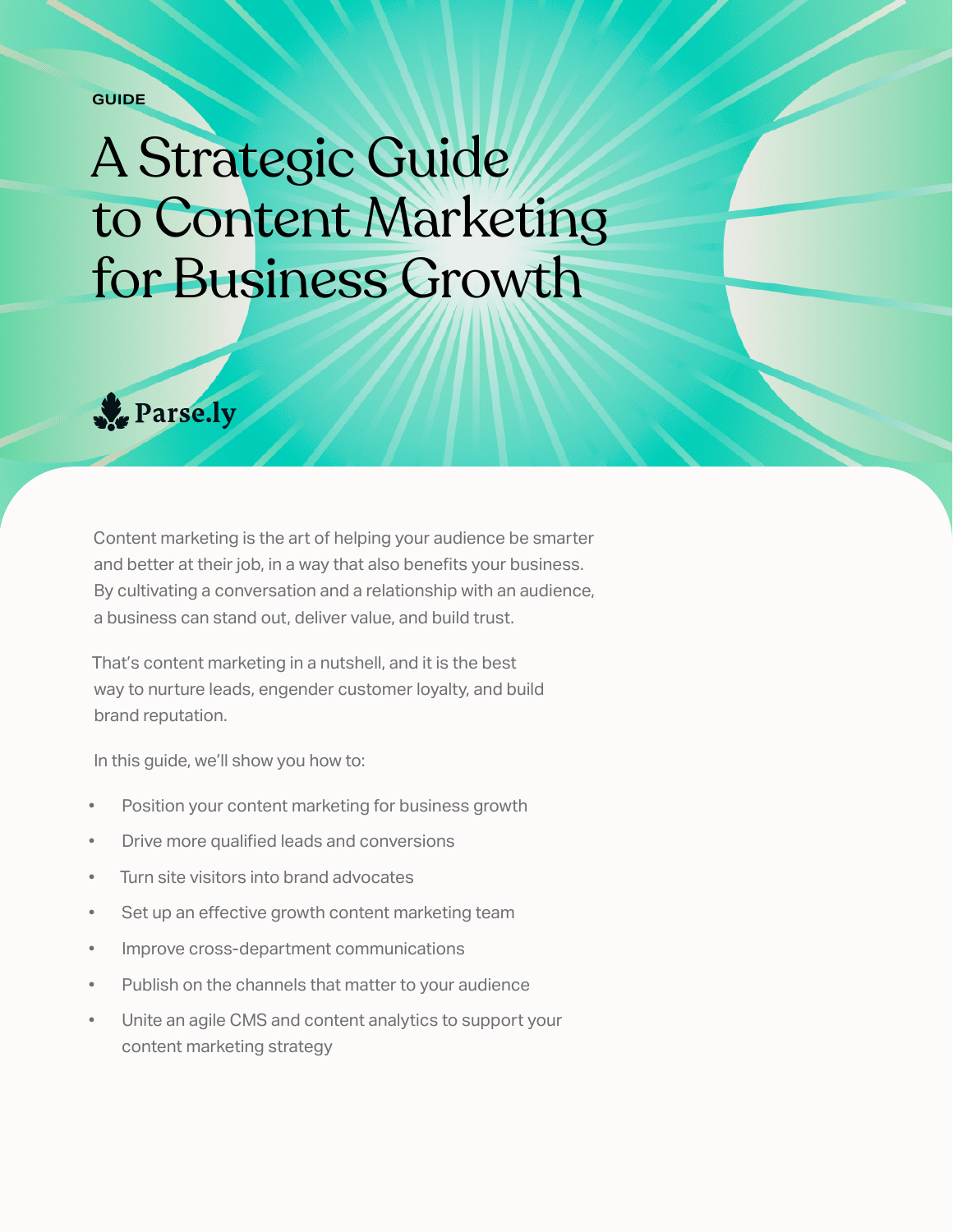GUIDE

# A Strategic Guide to Content Marketing for Business Growth

Parse.ly

Content marketing is the art of helping your audience be smarter and better at their job, in a way that also benefits your business. By cultivating a conversation and a relationship with an audience, a business can stand out, deliver value, and build trust.

That's content marketing in a nutshell, and it is the best way to nurture leads, engender customer loyalty, and build brand reputation.

In this guide, we'll show you how to:

- Position your content marketing for business growth
- Drive more qualified leads and conversions
- Turn site visitors into brand advocates
- Set up an effective growth content marketing team
- Improve cross-department communications
- Publish on the channels that matter to your audience
- Unite an agile CMS and content analytics to support your content marketing strategy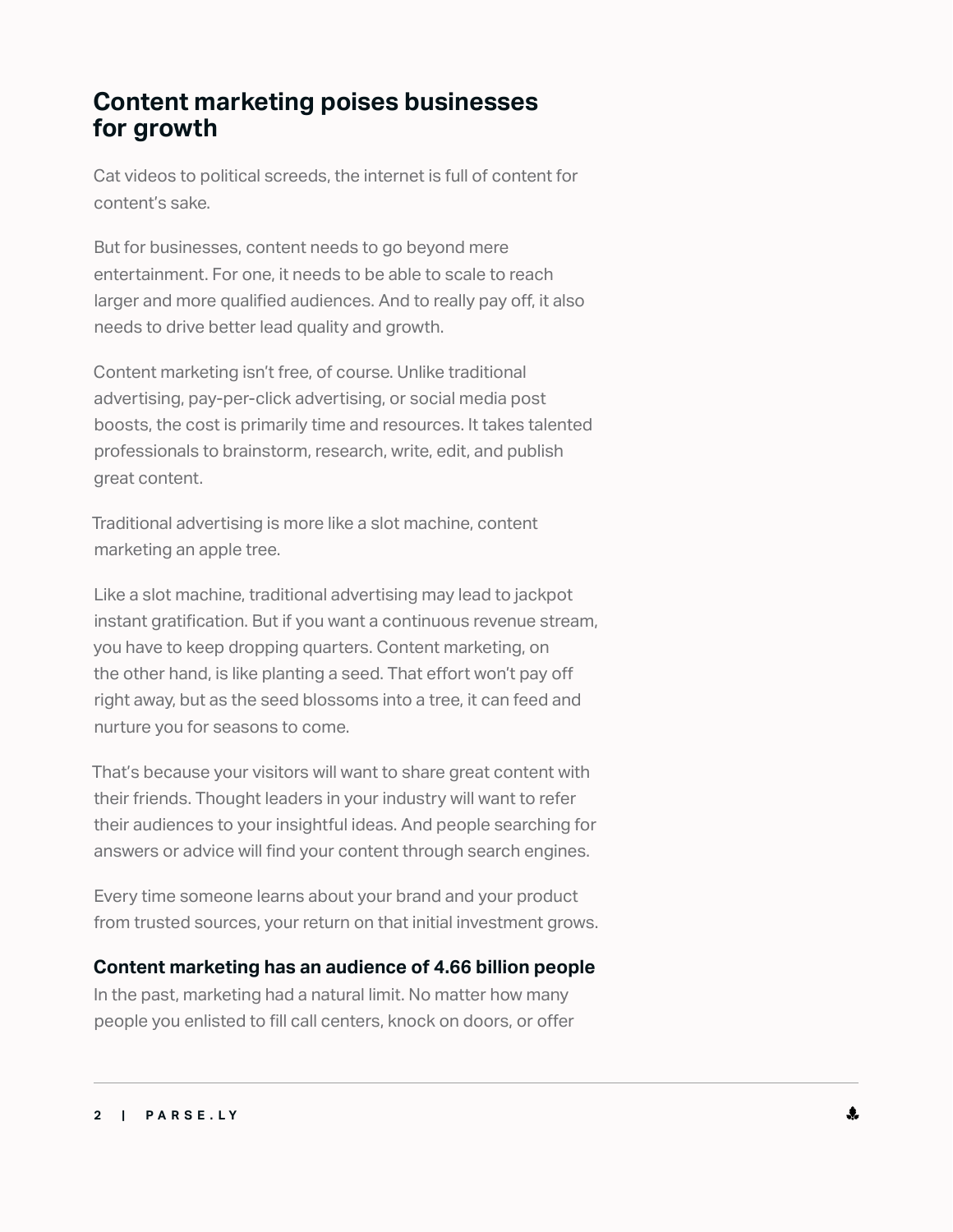## Content marketing poises businesses for growth

Cat videos to political screeds, the internet is full of content for content's sake.

But for businesses, content needs to go beyond mere entertainment. For one, it needs to be able to scale to reach larger and more qualified audiences. And to really pay off, it also needs to drive better lead quality and growth.

Content marketing isn't free, of course. Unlike traditional advertising, pay-per-click advertising, or social media post boosts, the cost is primarily time and resources. It takes talented professionals to brainstorm, research, write, edit, and publish great content.

Traditional advertising is more like a slot machine, content marketing an apple tree.

Like a slot machine, traditional advertising may lead to jackpot instant gratification. But if you want a continuous revenue stream, you have to keep dropping quarters. Content marketing, on the other hand, is like planting a seed. That effort won't pay off right away, but as the seed blossoms into a tree, it can feed and nurture you for seasons to come.

That's because your visitors will want to share great content with their friends. Thought leaders in your industry will want to refer their audiences to your insightful ideas. And people searching for answers or advice will find your content through search engines.

Every time someone learns about your brand and your product from trusted sources, your return on that initial investment grows.

### Content marketing has an audience of 4.66 billion people

In the past, marketing had a natural limit. No matter how many people you enlisted to fill call centers, knock on doors, or offer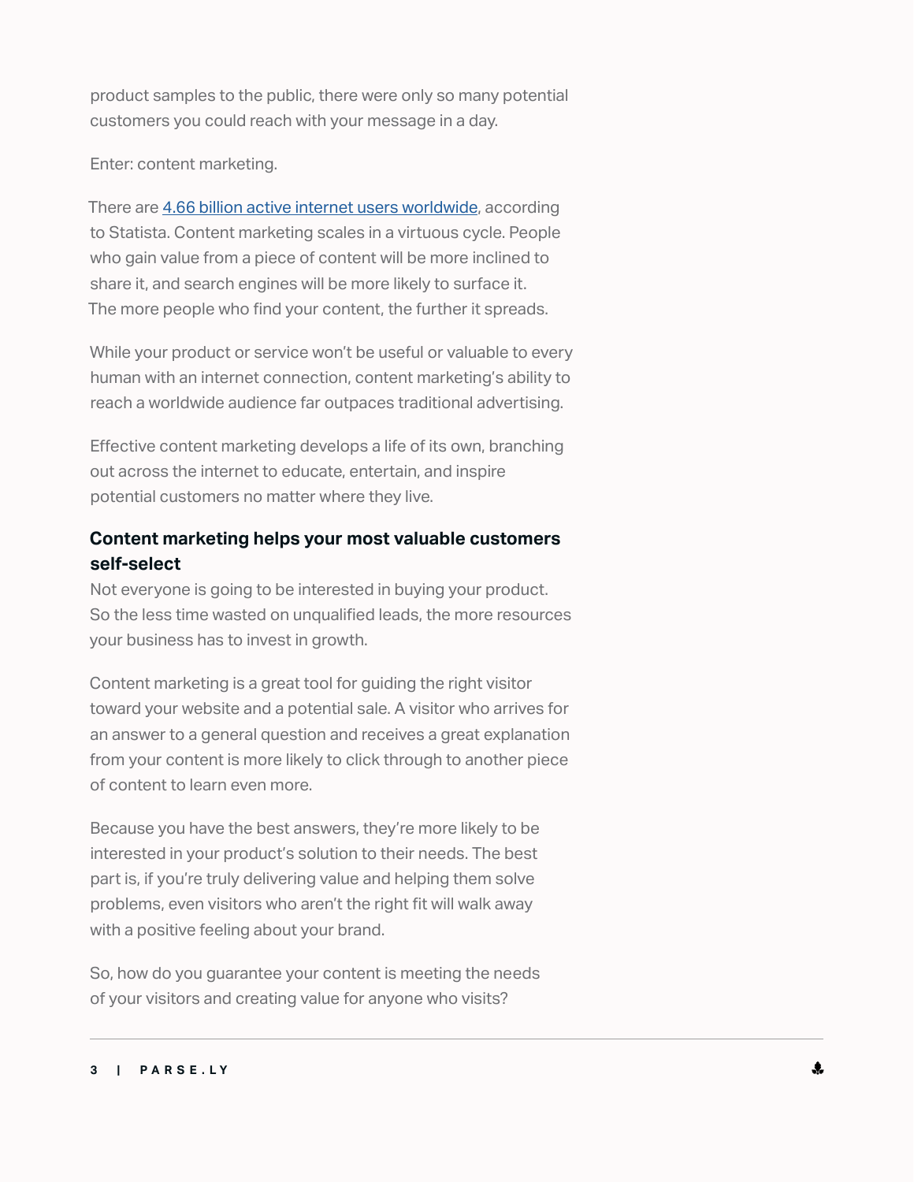product samples to the public, there were only so many potential customers you could reach with your message in a day.

Enter: content marketing.

There are [4.66 billion active internet users worldwide](), according to Statista. Content marketing scales in a virtuous cycle. People who gain value from a piece of content will be more inclined to share it, and search engines will be more likely to surface it. The more people who find your content, the further it spreads.

While your product or service won't be useful or valuable to every human with an internet connection, content marketing's ability to reach a worldwide audience far outpaces traditional advertising.

Effective content marketing develops a life of its own, branching out across the internet to educate, entertain, and inspire potential customers no matter where they live.

### Content marketing helps your most valuable customers self-select

Not everyone is going to be interested in buying your product. So the less time wasted on unqualified leads, the more resources your business has to invest in growth.

Content marketing is a great tool for guiding the right visitor toward your website and a potential sale. A visitor who arrives for an answer to a general question and receives a great explanation from your content is more likely to click through to another piece of content to learn even more.

Because you have the best answers, they're more likely to be interested in your product's solution to their needs. The best part is, if you're truly delivering value and helping them solve problems, even visitors who aren't the right fit will walk away with a positive feeling about your brand.

So, how do you guarantee your content is meeting the needs of your visitors and creating value for anyone who visits?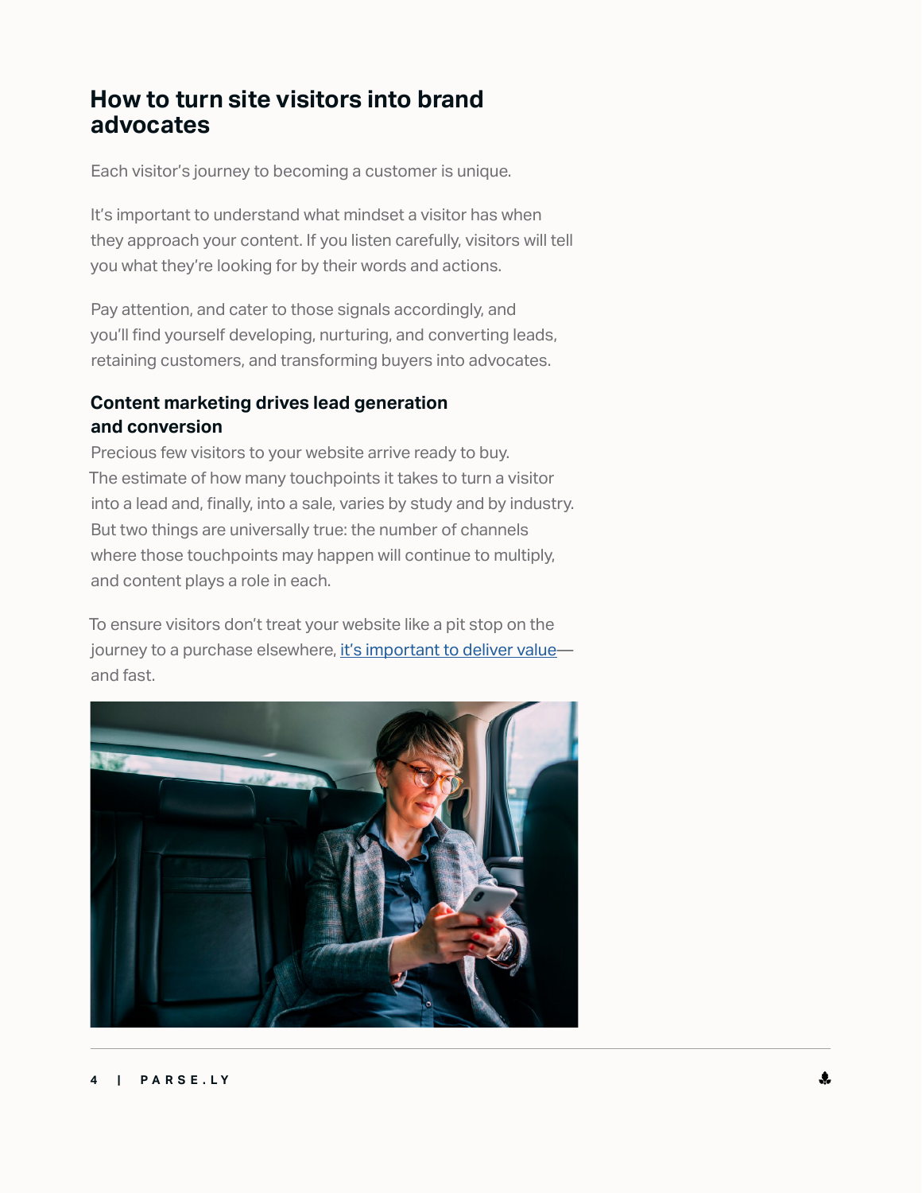## How to turn site visitors into brand advocates

Each visitor's journey to becoming a customer is unique.

It's important to understand what mindset a visitor has when they approach your content. If you listen carefully, visitors will tell you what they're looking for by their words and actions.

Pay attention, and cater to those signals accordingly, and you'll find yourself developing, nurturing, and converting leads, retaining customers, and transforming buyers into advocates.

### Content marketing drives lead generation and conversion

Precious few visitors to your website arrive ready to buy. The estimate of how many touchpoints it takes to turn a visitor into a lead and, finally, into a sale, varies by study and by industry. But two things are universally true: the number of channels where those touchpoints may happen will continue to multiply, and content plays a role in each.

To ensure visitors don't treat your website like a pit stop on the journey to a purchase elsewhere, it's important to deliver value—and fast.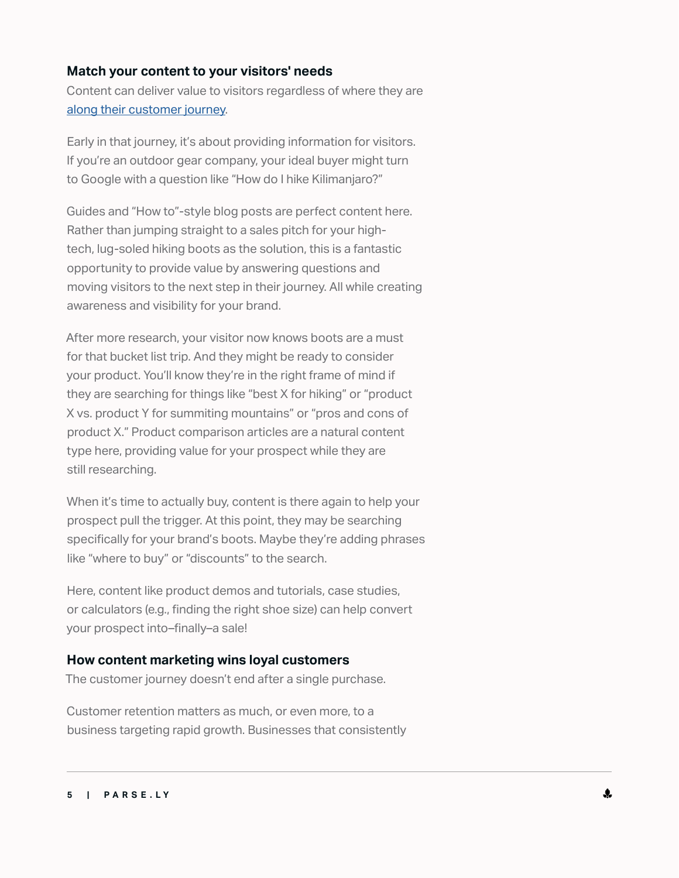### Match your content to your visitors' needs

Content can deliver value to visitors regardless of where they are [along their customer journey](#).

Early in that journey, it's about providing information for visitors. If you're an outdoor gear company, your ideal buyer might turn to Google with a question like "How do I hike Kilimanjaro?"

Guides and "How to"-style blog posts are perfect content here. Rather than jumping straight to a sales pitch for your high-tech, lug-soled hiking boots as the solution, this is a fantastic opportunity to provide value by answering questions and moving visitors to the next step in their journey. All while creating awareness and visibility for your brand.

After more research, your visitor now knows boots are a must for that bucket list trip. And they might be ready to consider your product. You'll know they're in the right frame of mind if they are searching for things like "best X for hiking" or "product X vs. product Y for summiting mountains" or "pros and cons of product X." Product comparison articles are a natural content type here, providing value for your prospect while they are still researching.

When it's time to actually buy, content is there again to help your prospect pull the trigger. At this point, they may be searching specifically for your brand's boots. Maybe they're adding phrases like "where to buy" or "discounts" to the search.

Here, content like product demos and tutorials, case studies, or calculators (e.g., finding the right shoe size) can help convert your prospect into–finally–a sale!

### How content marketing wins loyal customers

The customer journey doesn't end after a single purchase.

Customer retention matters as much, or even more, to a business targeting rapid growth. Businesses that consistently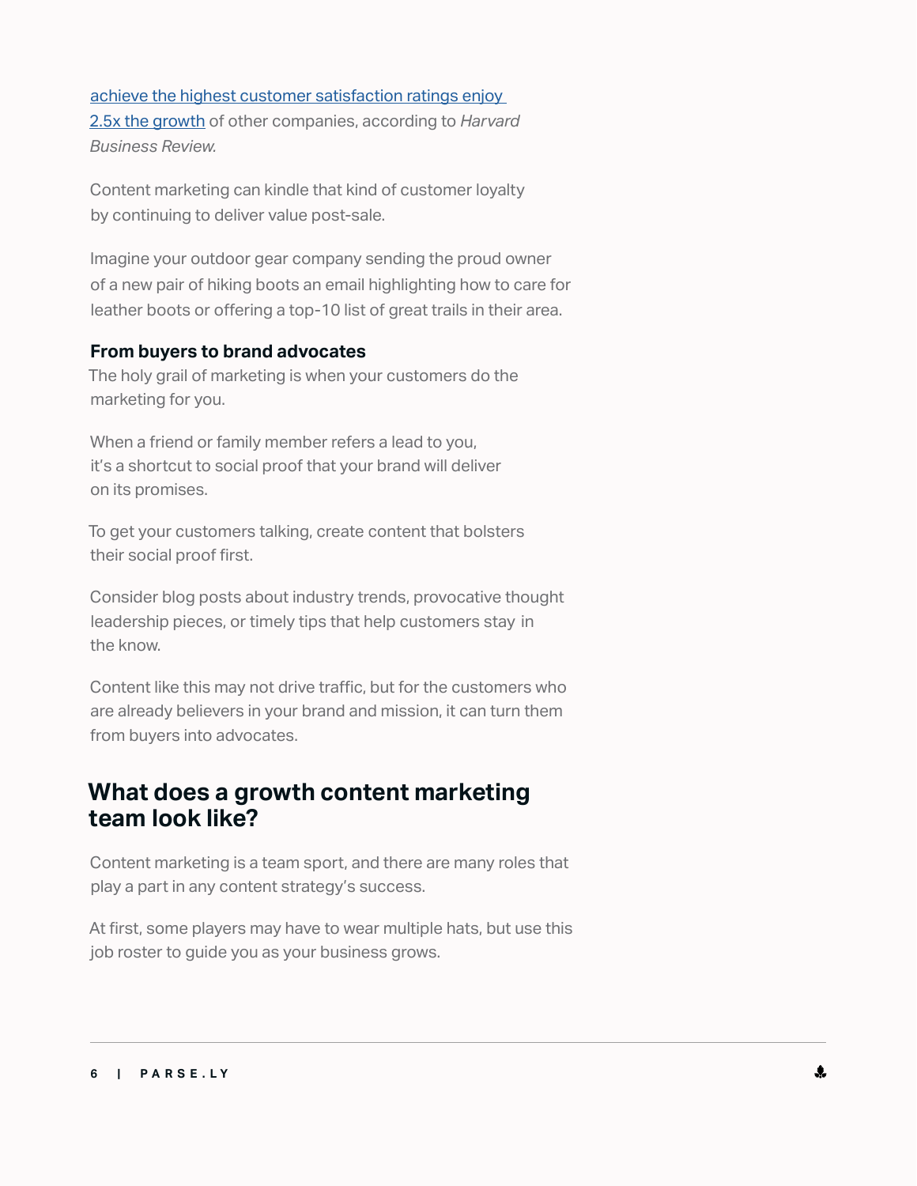achieve the highest customer satisfaction ratings enjoy 2.5x the growth of other companies, according to *Harvard Business Review.*

Content marketing can kindle that kind of customer loyalty by continuing to deliver value post-sale.

Imagine your outdoor gear company sending the proud owner of a new pair of hiking boots an email highlighting how to care for leather boots or offering a top-10 list of great trails in their area.

### From buyers to brand advocates

The holy grail of marketing is when your customers do the marketing for you.

When a friend or family member refers a lead to you, it's a shortcut to social proof that your brand will deliver on its promises.

To get your customers talking, create content that bolsters their social proof first.

Consider blog posts about industry trends, provocative thought leadership pieces, or timely tips that help customers stay in the know.

Content like this may not drive traffic, but for the customers who are already believers in your brand and mission, it can turn them from buyers into advocates.

## What does a growth content marketing team look like?

Content marketing is a team sport, and there are many roles that play a part in any content strategy's success.

At first, some players may have to wear multiple hats, but use this job roster to guide you as your business grows.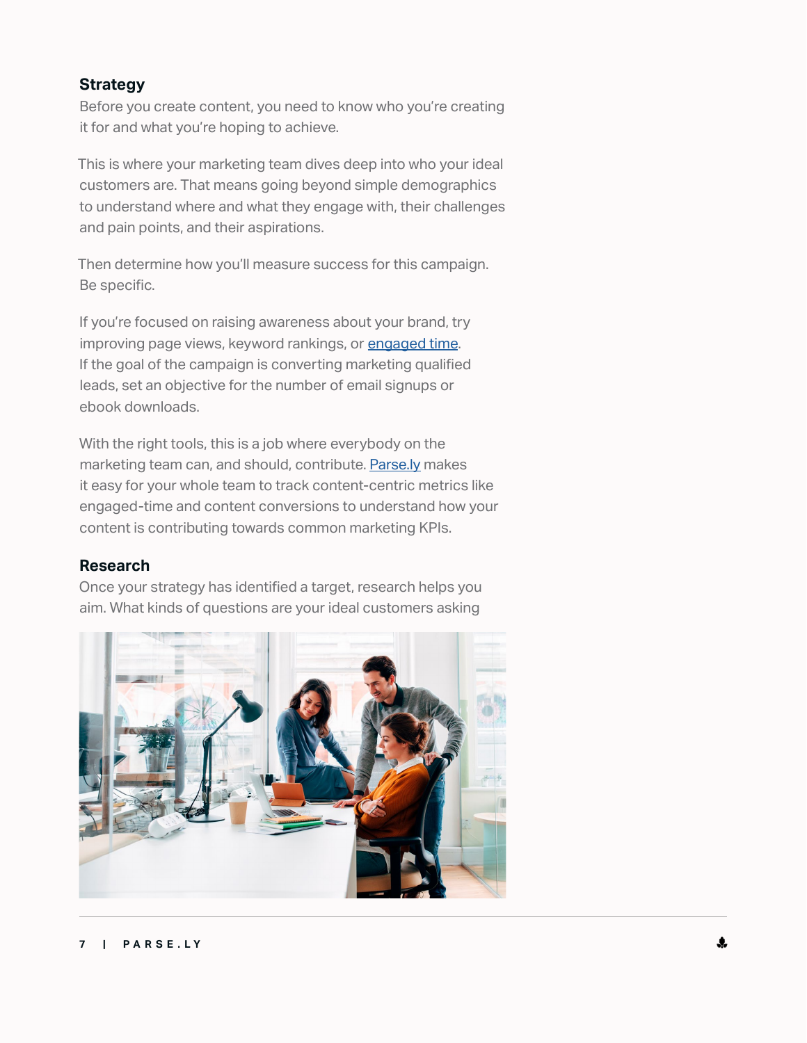### Strategy

Before you create content, you need to know who you're creating it for and what you're hoping to achieve.

This is where your marketing team dives deep into who your ideal customers are. That means going beyond simple demographics to understand where and what they engage with, their challenges and pain points, and their aspirations.

Then determine how you'll measure success for this campaign. Be specific.

If you're focused on raising awareness about your brand, try improving page views, keyword rankings, or engaged time. If the goal of the campaign is converting marketing qualified leads, set an objective for the number of email signups or ebook downloads.

With the right tools, this is a job where everybody on the marketing team can, and should, contribute. Parse.ly makes it easy for your whole team to track content-centric metrics like engaged-time and content conversions to understand how your content is contributing towards common marketing KPIs.

### Research

Once your strategy has identified a target, research helps you aim. What kinds of questions are your ideal customers asking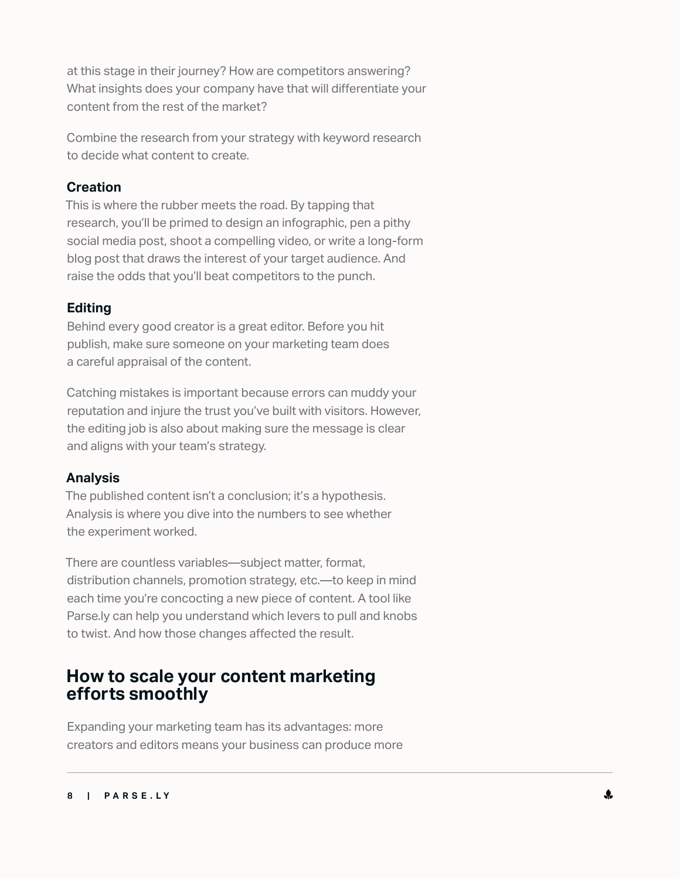at this stage in their journey? How are competitors answering? What insights does your company have that will differentiate your content from the rest of the market?

Combine the research from your strategy with keyword research to decide what content to create.

### Creation

This is where the rubber meets the road. By tapping that research, you'll be primed to design an infographic, pen a pithy social media post, shoot a compelling video, or write a long-form blog post that draws the interest of your target audience. And raise the odds that you'll beat competitors to the punch.

### Editing

Behind every good creator is a great editor. Before you hit publish, make sure someone on your marketing team does a careful appraisal of the content.

Catching mistakes is important because errors can muddy your reputation and injure the trust you've built with visitors. However, the editing job is also about making sure the message is clear and aligns with your team's strategy.

### Analysis

The published content isn't a conclusion; it's a hypothesis. Analysis is where you dive into the numbers to see whether the experiment worked.

There are countless variables—subject matter, format, distribution channels, promotion strategy, etc.—to keep in mind each time you're concocting a new piece of content. A tool like Parse.ly can help you understand which levers to pull and knobs to twist. And how those changes affected the result.

## How to scale your content marketing efforts smoothly

Expanding your marketing team has its advantages: more creators and editors means your business can produce more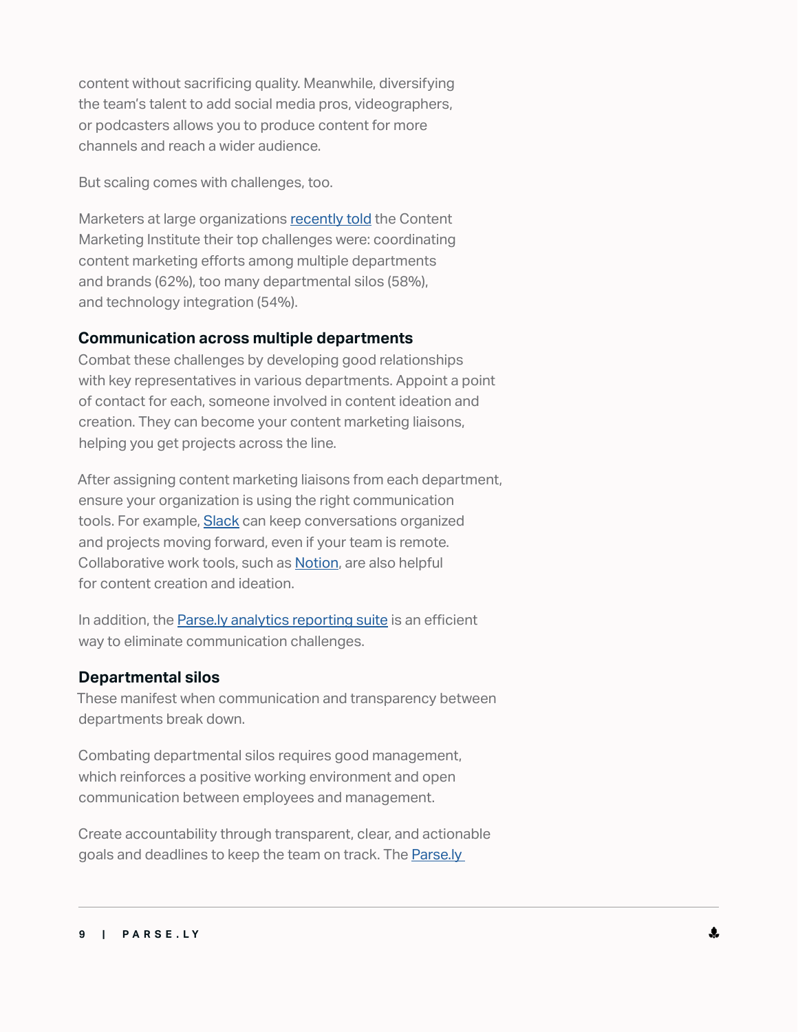content without sacrificing quality. Meanwhile, diversifying the team's talent to add social media pros, videographers, or podcasters allows you to produce content for more channels and reach a wider audience.

But scaling comes with challenges, too.

Marketers at large organizations recently told the Content Marketing Institute their top challenges were: coordinating content marketing efforts among multiple departments and brands (62%), too many departmental silos (58%), and technology integration (54%).

### Communication across multiple departments

Combat these challenges by developing good relationships with key representatives in various departments. Appoint a point of contact for each, someone involved in content ideation and creation. They can become your content marketing liaisons, helping you get projects across the line.

After assigning content marketing liaisons from each department, ensure your organization is using the right communication tools. For example, Slack can keep conversations organized and projects moving forward, even if your team is remote. Collaborative work tools, such as Notion, are also helpful for content creation and ideation.

In addition, the Parse.ly analytics reporting suite is an efficient way to eliminate communication challenges.

### Departmental silos

These manifest when communication and transparency between departments break down.

Combating departmental silos requires good management, which reinforces a positive working environment and open communication between employees and management.

Create accountability through transparent, clear, and actionable goals and deadlines to keep the team on track. The Parse.ly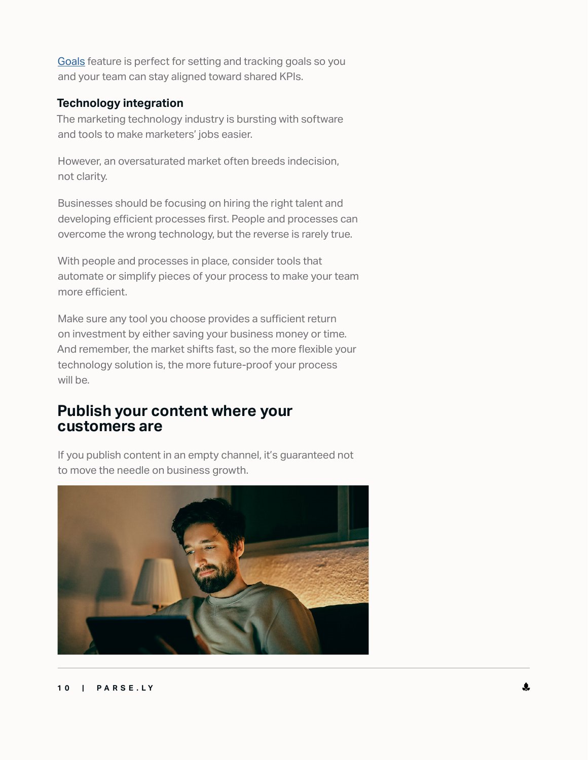[Goals] feature is perfect for setting and tracking goals so you and your team can stay aligned toward shared KPIs.

### Technology integration

The marketing technology industry is bursting with software and tools to make marketers' jobs easier.

However, an oversaturated market often breeds indecision, not clarity.

Businesses should be focusing on hiring the right talent and developing efficient processes first. People and processes can overcome the wrong technology, but the reverse is rarely true.

With people and processes in place, consider tools that automate or simplify pieces of your process to make your team more efficient.

Make sure any tool you choose provides a sufficient return on investment by either saving your business money or time. And remember, the market shifts fast, so the more flexible your technology solution is, the more future-proof your process will be.

## Publish your content where your customers are

If you publish content in an empty channel, it's guaranteed not to move the needle on business growth.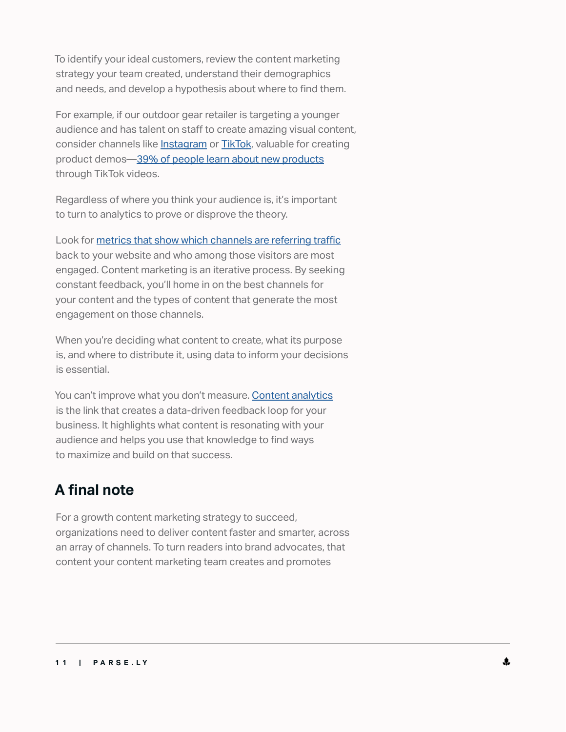To identify your ideal customers, review the content marketing strategy your team created, understand their demographics and needs, and develop a hypothesis about where to find them.

For example, if our outdoor gear retailer is targeting a younger audience and has talent on staff to create amazing visual content, consider channels like Instagram or TikTok, valuable for creating product demos—39% of people learn about new products through TikTok videos.

Regardless of where you think your audience is, it's important to turn to analytics to prove or disprove the theory.

Look for metrics that show which channels are referring traffic back to your website and who among those visitors are most engaged. Content marketing is an iterative process. By seeking constant feedback, you'll home in on the best channels for your content and the types of content that generate the most engagement on those channels.

When you're deciding what content to create, what its purpose is, and where to distribute it, using data to inform your decisions is essential.

You can't improve what you don't measure. Content analytics is the link that creates a data-driven feedback loop for your business. It highlights what content is resonating with your audience and helps you use that knowledge to find ways to maximize and build on that success.

## A final note

For a growth content marketing strategy to succeed, organizations need to deliver content faster and smarter, across an array of channels. To turn readers into brand advocates, that content your content marketing team creates and promotes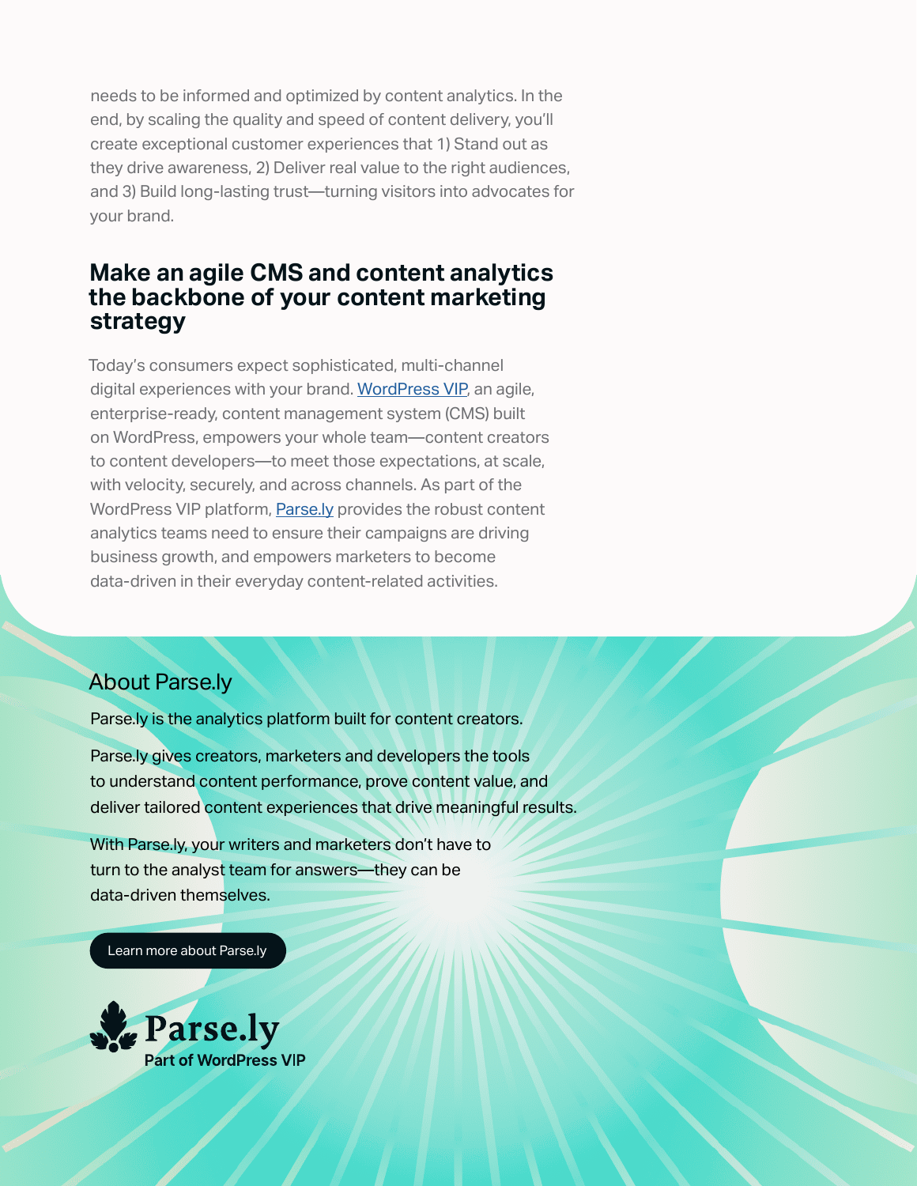needs to be informed and optimized by content analytics. In the end, by scaling the quality and speed of content delivery, you'll create exceptional customer experiences that 1) Stand out as they drive awareness, 2) Deliver real value to the right audiences, and 3) Build long-lasting trust—turning visitors into advocates for your brand.

## Make an agile CMS and content analytics the backbone of your content marketing strategy

Today's consumers expect sophisticated, multi-channel digital experiences with your brand. WordPress VIP, an agile, enterprise-ready, content management system (CMS) built on WordPress, empowers your whole team—content creators to content developers—to meet those expectations, at scale, with velocity, securely, and across channels. As part of the WordPress VIP platform, Parse.ly provides the robust content analytics teams need to ensure their campaigns are driving business growth, and empowers marketers to become data-driven in their everyday content-related activities.

## About Parse.ly

Parse.ly is the analytics platform built for content creators.

Parse.ly gives creators, marketers and developers the tools to understand content performance, prove content value, and deliver tailored content experiences that drive meaningful results.

With Parse.ly, your writers and marketers don't have to turn to the analyst team for answers—they can be data-driven themselves.

Learn more about Parse.ly

Parse.ly
Part of WordPress VIP